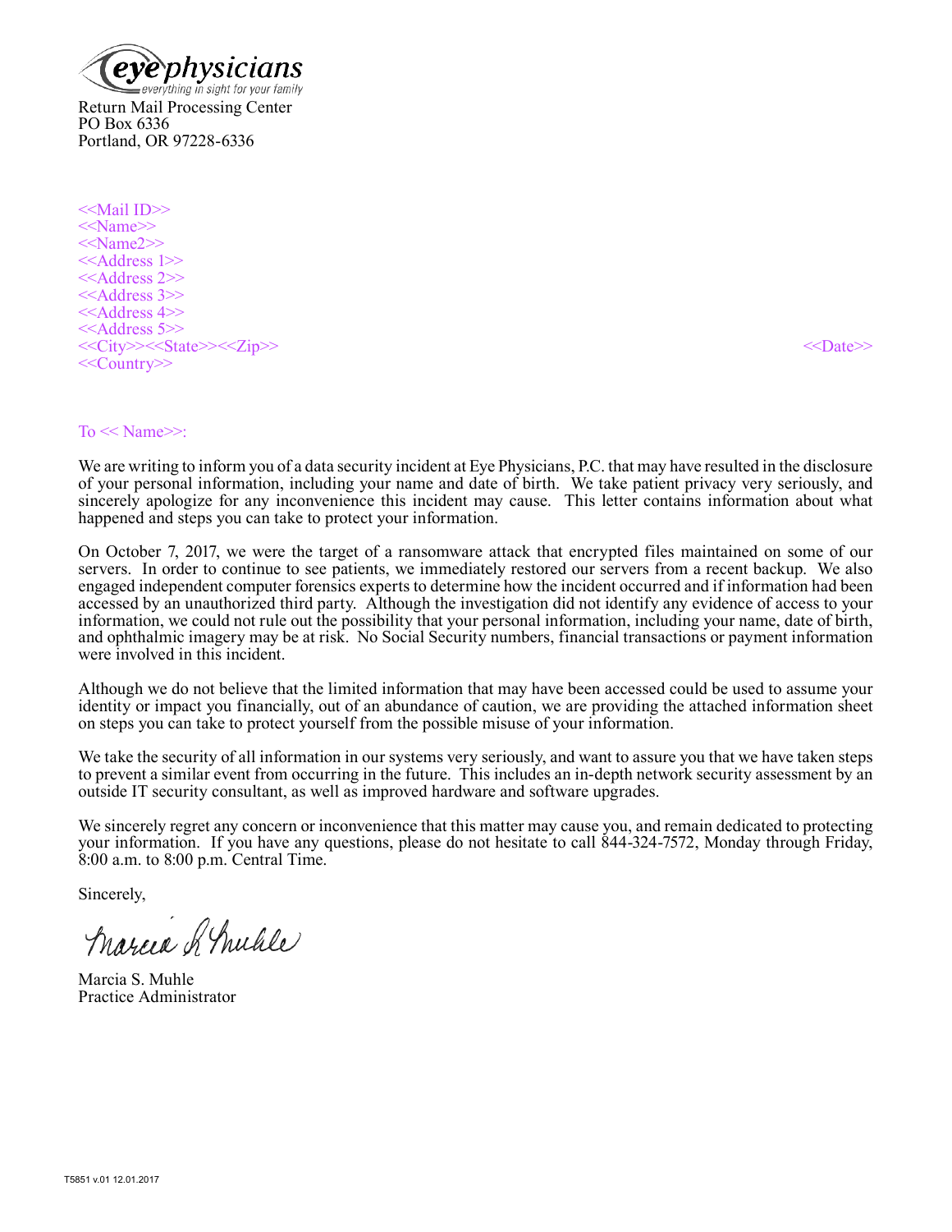eyephysicians
everything in sight for your family

Return Mail Processing Center
PO Box 6336
Portland, OR 97228-6336

<<Mail ID>>
<<Name>>
<<Name2>>
<<Address 1>>
<<Address 2>>
<<Address 3>>
<<Address 4>>
<<Address 5>>
<<City>><<State>><<Zip>>
<<Country>>

<<Date>>

To << Name>>:

We are writing to inform you of a data security incident at Eye Physicians, P.C. that may have resulted in the disclosure of your personal information, including your name and date of birth. We take patient privacy very seriously, and sincerely apologize for any inconvenience this incident may cause. This letter contains information about what happened and steps you can take to protect your information.

On October 7, 2017, we were the target of a ransomware attack that encrypted files maintained on some of our servers. In order to continue to see patients, we immediately restored our servers from a recent backup. We also engaged independent computer forensics experts to determine how the incident occurred and if information had been accessed by an unauthorized third party. Although the investigation did not identify any evidence of access to your information, we could not rule out the possibility that your personal information, including your name, date of birth, and ophthalmic imagery may be at risk. No Social Security numbers, financial transactions or payment information were involved in this incident.

Although we do not believe that the limited information that may have been accessed could be used to assume your identity or impact you financially, out of an abundance of caution, we are providing the attached information sheet on steps you can take to protect yourself from the possible misuse of your information.

We take the security of all information in our systems very seriously, and want to assure you that we have taken steps to prevent a similar event from occurring in the future. This includes an in-depth network security assessment by an outside IT security consultant, as well as improved hardware and software upgrades.

We sincerely regret any concern or inconvenience that this matter may cause you, and remain dedicated to protecting your information. If you have any questions, please do not hesitate to call 844-324-7572, Monday through Friday, 8:00 a.m. to 8:00 p.m. Central Time.

Sincerely,

Marcia S. Muhle
Practice Administrator

T5851 v.01 12.01.2017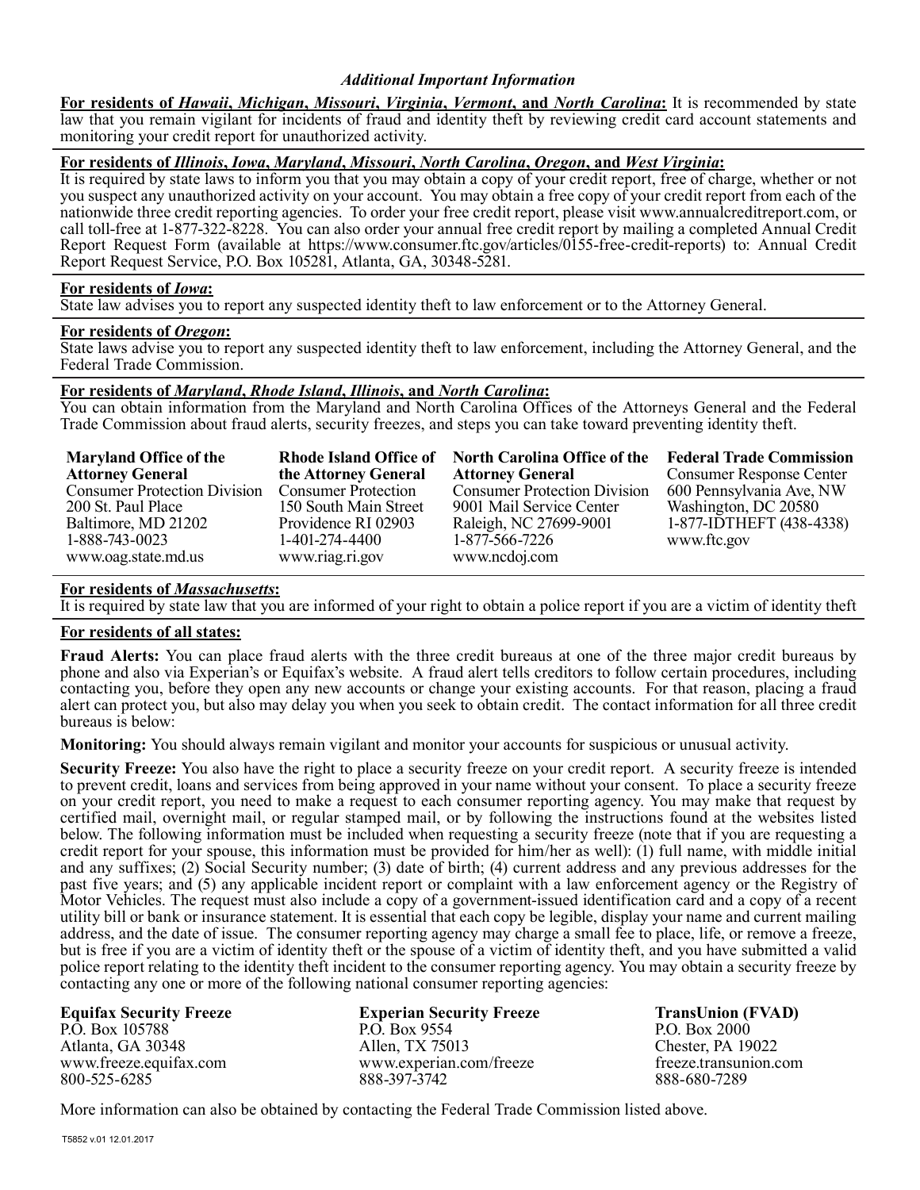*Additional Important Information*

**For residents of *Hawaii*, *Michigan*, *Missouri*, *Virginia*, *Vermont*, and *North Carolina*:** It is recommended by state law that you remain vigilant for incidents of fraud and identity theft by reviewing credit card account statements and monitoring your credit report for unauthorized activity.

**For residents of *Illinois*, *Iowa*, *Maryland*, *Missouri*, *North Carolina*, *Oregon*, and *West Virginia*:**
It is required by state laws to inform you that you may obtain a copy of your credit report, free of charge, whether or not you suspect any unauthorized activity on your account. You may obtain a free copy of your credit report from each of the nationwide three credit reporting agencies. To order your free credit report, please visit www.annualcreditreport.com, or call toll-free at 1-877-322-8228. You can also order your annual free credit report by mailing a completed Annual Credit Report Request Form (available at https://www.consumer.ftc.gov/articles/0155-free-credit-reports) to: Annual Credit Report Request Service, P.O. Box 105281, Atlanta, GA, 30348-5281.

**For residents of *Iowa*:**
State law advises you to report any suspected identity theft to law enforcement or to the Attorney General.

**For residents of *Oregon*:**
State laws advise you to report any suspected identity theft to law enforcement, including the Attorney General, and the Federal Trade Commission.

**For residents of *Maryland*, *Rhode Island*, *Illinois*, and *North Carolina*:**
You can obtain information from the Maryland and North Carolina Offices of the Attorneys General and the Federal Trade Commission about fraud alerts, security freezes, and steps you can take toward preventing identity theft.

**Maryland Office of the Attorney General**
Consumer Protection Division
200 St. Paul Place
Baltimore, MD 21202
1-888-743-0023
www.oag.state.md.us

**Rhode Island Office of the Attorney General**
Consumer Protection
150 South Main Street
Providence RI 02903
1-401-274-4400
www.riag.ri.gov

**North Carolina Office of the Attorney General**
Consumer Protection Division
9001 Mail Service Center
Raleigh, NC 27699-9001
1-877-566-7226
www.ncdoj.com

**Federal Trade Commission**
Consumer Response Center
600 Pennsylvania Ave, NW
Washington, DC 20580
1-877-IDTHEFT (438-4338)
www.ftc.gov

**For residents of *Massachusetts*:**
It is required by state law that you are informed of your right to obtain a police report if you are a victim of identity theft

**For residents of all states:**

**Fraud Alerts:** You can place fraud alerts with the three credit bureaus at one of the three major credit bureaus by phone and also via Experian's or Equifax's website. A fraud alert tells creditors to follow certain procedures, including contacting you, before they open any new accounts or change your existing accounts. For that reason, placing a fraud alert can protect you, but also may delay you when you seek to obtain credit. The contact information for all three credit bureaus is below:

**Monitoring:** You should always remain vigilant and monitor your accounts for suspicious or unusual activity.

**Security Freeze:** You also have the right to place a security freeze on your credit report. A security freeze is intended to prevent credit, loans and services from being approved in your name without your consent. To place a security freeze on your credit report, you need to make a request to each consumer reporting agency. You may make that request by certified mail, overnight mail, or regular stamped mail, or by following the instructions found at the websites listed below. The following information must be included when requesting a security freeze (note that if you are requesting a credit report for your spouse, this information must be provided for him/her as well): (1) full name, with middle initial and any suffixes; (2) Social Security number; (3) date of birth; (4) current address and any previous addresses for the past five years; and (5) any applicable incident report or complaint with a law enforcement agency or the Registry of Motor Vehicles. The request must also include a copy of a government-issued identification card and a copy of a recent utility bill or bank or insurance statement. It is essential that each copy be legible, display your name and current mailing address, and the date of issue. The consumer reporting agency may charge a small fee to place, life, or remove a freeze, but is free if you are a victim of identity theft or the spouse of a victim of identity theft, and you have submitted a valid police report relating to the identity theft incident to the consumer reporting agency. You may obtain a security freeze by contacting any one or more of the following national consumer reporting agencies:

**Equifax Security Freeze**
P.O. Box 105788
Atlanta, GA 30348
www.freeze.equifax.com
800-525-6285

**Experian Security Freeze**
P.O. Box 9554
Allen, TX 75013
www.experian.com/freeze
888-397-3742

**TransUnion (FVAD)**
P.O. Box 2000
Chester, PA 19022
freeze.transunion.com
888-680-7289

More information can also be obtained by contacting the Federal Trade Commission listed above.

T5852 v.01 12.01.2017